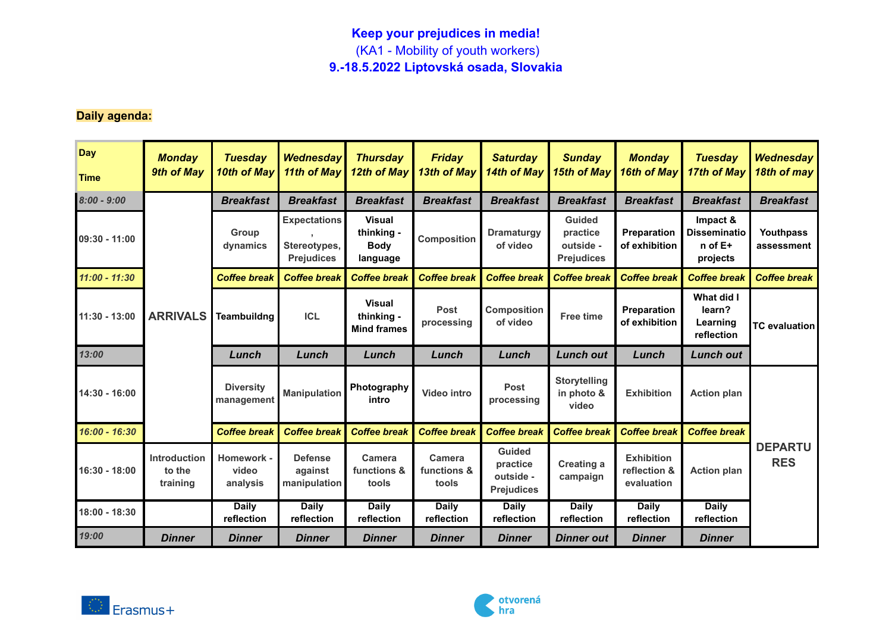**Keep your prejudices in media!**
(KA1 - Mobility of youth workers)
**9.-18.5.2022 Liptovská osada, Slovakia**

**Daily agenda:**

| Day / Time | *Monday 9th of May* | *Tuesday 10th of May* | *Wednesday 11th of May* | *Thursday 12th of May* | *Friday 13th of May* | *Saturday 14th of May* | *Sunday 15th of May* | *Monday 16th of May* | *Tuesday 17th of May* | *Wednesday 18th of may* |
|---|---|---|---|---|---|---|---|---|---|---|
| *8:00 - 9:00* | ARRIVALS | *Breakfast* | *Breakfast* | *Breakfast* | *Breakfast* | *Breakfast* | *Breakfast* | *Breakfast* | *Breakfast* | *Breakfast* |
| 09:30 - 11:00 | | Group dynamics | Expectations, Stereotypes, Prejudices | Visual thinking - Body language | Composition | Dramaturgy of video | Guided practice outside - Prejudices | Preparation of exhibition | Impact & Dissemination of E+ projects | Youthpass assessment |
| *11:00 - 11:30* | | *Coffee break* | *Coffee break* | *Coffee break* | *Coffee break* | *Coffee break* | *Coffee break* | *Coffee break* | *Coffee break* | *Coffee break* |
| 11:30 - 13:00 | | Teambuildng | ICL | Visual thinking - Mind frames | Post processing | Composition of video | Free time | Preparation of exhibition | What did I learn? Learning reflection | TC evaluation |
| *13:00* | | *Lunch* | *Lunch* | *Lunch* | *Lunch* | *Lunch* | *Lunch out* | *Lunch* | *Lunch out* | |
| 14:30 - 16:00 | | Diversity management | Manipulation | Photography intro | Video intro | Post processing | Storytelling in photo & video | Exhibition | Action plan | DEPARTURES |
| *16:00 - 16:30* | | *Coffee break* | *Coffee break* | *Coffee break* | *Coffee break* | *Coffee break* | *Coffee break* | *Coffee break* | *Coffee break* | |
| 16:30 - 18:00 | Introduction to the training | Homework - video analysis | Defense against manipulation | Camera functions & tools | Camera functions & tools | Guided practice outside - Prejudices | Creating a campaign | Exhibition reflection & evaluation | Action plan | |
| 18:00 - 18:30 | | Daily reflection | Daily reflection | Daily reflection | Daily reflection | Daily reflection | Daily reflection | Daily reflection | Daily reflection | |
| *19:00* | *Dinner* | *Dinner* | *Dinner* | *Dinner* | *Dinner* | *Dinner* | *Dinner out* | *Dinner* | *Dinner* | |

Erasmus+

otvorená hra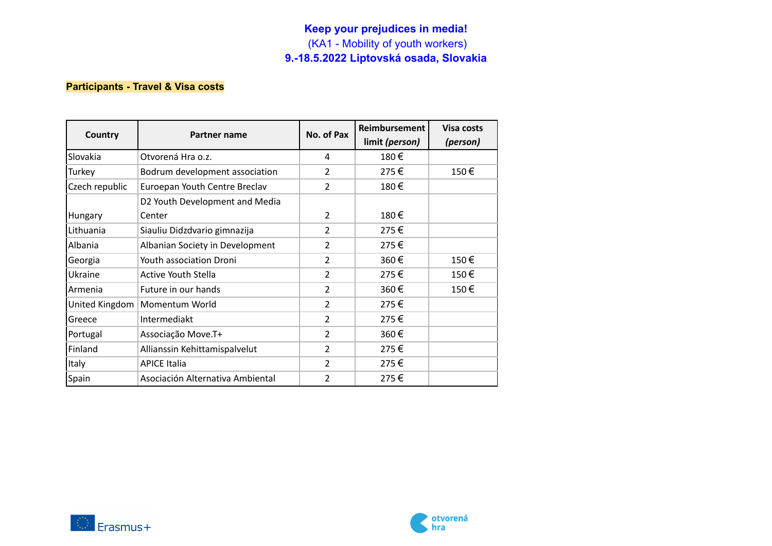**Keep your prejudices in media!**

(KA1 - Mobility of youth workers)

**9.-18.5.2022 Liptovská osada, Slovakia**

**Participants - Travel & Visa costs**

| Country | Partner name | No. of Pax | Reimbursement limit *(person)* | Visa costs *(person)* |
|---|---|---|---|---|
| Slovakia | Otvorená Hra o.z. | 4 | 180 € | |
| Turkey | Bodrum development association | 2 | 275 € | 150 € |
| Czech republic | Euroepan Youth Centre Breclav | 2 | 180 € | |
| Hungary | D2 Youth Development and Media Center | 2 | 180 € | |
| Lithuania | Siauliu Didzdvario gimnazija | 2 | 275 € | |
| Albania | Albanian Society in Development | 2 | 275 € | |
| Georgia | Youth association Droni | 2 | 360 € | 150 € |
| Ukraine | Active Youth Stella | 2 | 275 € | 150 € |
| Armenia | Future in our hands | 2 | 360 € | 150 € |
| United Kingdom | Momentum World | 2 | 275 € | |
| Greece | Intermediakt | 2 | 275 € | |
| Portugal | Associação Move.T+ | 2 | 360 € | |
| Finland | Allianssin Kehittamispalvelut | 2 | 275 € | |
| Italy | APICE Italia | 2 | 275 € | |
| Spain | Asociación Alternativa Ambiental | 2 | 275 € | |

Erasmus+

otvorená hra